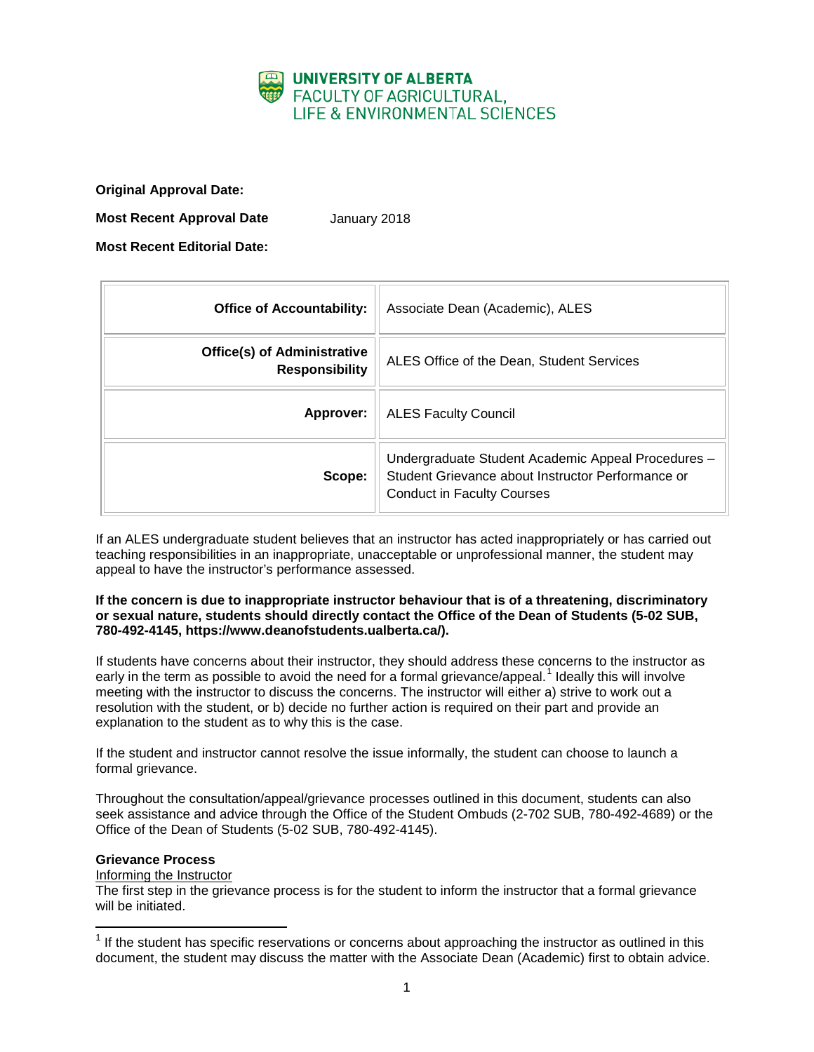UNIVERSITY OF ALBERTA
FACULTY OF AGRICULTURAL, LIFE & ENVIRONMENTAL SCIENCES

**Original Approval Date:**

**Most Recent Approval Date** January 2018

**Most Recent Editorial Date:**

| | |
|---|---|
| **Office of Accountability:** | Associate Dean (Academic), ALES |
| **Office(s) of Administrative Responsibility** | ALES Office of the Dean, Student Services |
| **Approver:** | ALES Faculty Council |
| **Scope:** | Undergraduate Student Academic Appeal Procedures – Student Grievance about Instructor Performance or Conduct in Faculty Courses |

If an ALES undergraduate student believes that an instructor has acted inappropriately or has carried out teaching responsibilities in an inappropriate, unacceptable or unprofessional manner, the student may appeal to have the instructor's performance assessed.

**If the concern is due to inappropriate instructor behaviour that is of a threatening, discriminatory or sexual nature, students should directly contact the Office of the Dean of Students (5-02 SUB, 780-492-4145, https://www.deanofstudents.ualberta.ca/).**

If students have concerns about their instructor, they should address these concerns to the instructor as early in the term as possible to avoid the need for a formal grievance/appeal.[1] Ideally this will involve meeting with the instructor to discuss the concerns. The instructor will either a) strive to work out a resolution with the student, or b) decide no further action is required on their part and provide an explanation to the student as to why this is the case.

If the student and instructor cannot resolve the issue informally, the student can choose to launch a formal grievance.

Throughout the consultation/appeal/grievance processes outlined in this document, students can also seek assistance and advice through the Office of the Student Ombuds (2-702 SUB, 780-492-4689) or the Office of the Dean of Students (5-02 SUB, 780-492-4145).

**Grievance Process**

Informing the Instructor

The first step in the grievance process is for the student to inform the instructor that a formal grievance will be initiated.

[1] If the student has specific reservations or concerns about approaching the instructor as outlined in this document, the student may discuss the matter with the Associate Dean (Academic) first to obtain advice.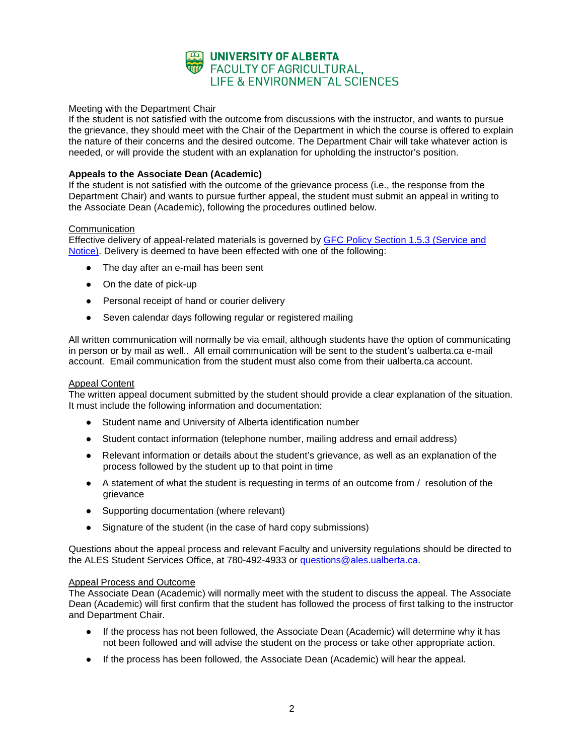Meeting with the Department Chair

If the student is not satisfied with the outcome from discussions with the instructor, and wants to pursue the grievance, they should meet with the Chair of the Department in which the course is offered to explain the nature of their concerns and the desired outcome. The Department Chair will take whatever action is needed, or will provide the student with an explanation for upholding the instructor's position.

**Appeals to the Associate Dean (Academic)**

If the student is not satisfied with the outcome of the grievance process (i.e., the response from the Department Chair) and wants to pursue further appeal, the student must submit an appeal in writing to the Associate Dean (Academic), following the procedures outlined below.

Communication

Effective delivery of appeal-related materials is governed by [GFC Policy Section 1.5.3 (Service and Notice)](). Delivery is deemed to have been effected with one of the following:

- The day after an e-mail has been sent
- On the date of pick-up
- Personal receipt of hand or courier delivery
- Seven calendar days following regular or registered mailing

All written communication will normally be via email, although students have the option of communicating in person or by mail as well.. All email communication will be sent to the student's ualberta.ca e-mail account. Email communication from the student must also come from their ualberta.ca account.

Appeal Content

The written appeal document submitted by the student should provide a clear explanation of the situation. It must include the following information and documentation:

- Student name and University of Alberta identification number
- Student contact information (telephone number, mailing address and email address)
- Relevant information or details about the student's grievance, as well as an explanation of the process followed by the student up to that point in time
- A statement of what the student is requesting in terms of an outcome from / resolution of the grievance
- Supporting documentation (where relevant)
- Signature of the student (in the case of hard copy submissions)

Questions about the appeal process and relevant Faculty and university regulations should be directed to the ALES Student Services Office, at 780-492-4933 or questions@ales.ualberta.ca.

Appeal Process and Outcome

The Associate Dean (Academic) will normally meet with the student to discuss the appeal. The Associate Dean (Academic) will first confirm that the student has followed the process of first talking to the instructor and Department Chair.

- If the process has not been followed, the Associate Dean (Academic) will determine why it has not been followed and will advise the student on the process or take other appropriate action.
- If the process has been followed, the Associate Dean (Academic) will hear the appeal.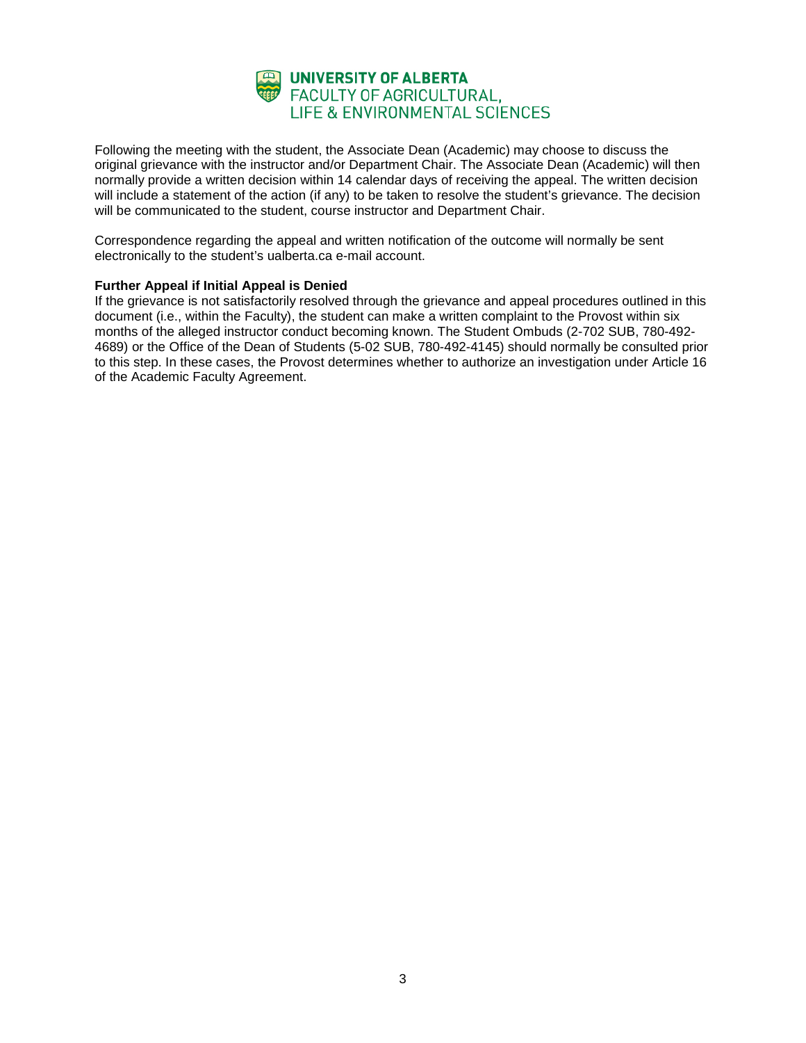Following the meeting with the student, the Associate Dean (Academic) may choose to discuss the original grievance with the instructor and/or Department Chair. The Associate Dean (Academic) will then normally provide a written decision within 14 calendar days of receiving the appeal. The written decision will include a statement of the action (if any) to be taken to resolve the student's grievance. The decision will be communicated to the student, course instructor and Department Chair.

Correspondence regarding the appeal and written notification of the outcome will normally be sent electronically to the student's ualberta.ca e-mail account.

**Further Appeal if Initial Appeal is Denied**

If the grievance is not satisfactorily resolved through the grievance and appeal procedures outlined in this document (i.e., within the Faculty), the student can make a written complaint to the Provost within six months of the alleged instructor conduct becoming known. The Student Ombuds (2-702 SUB, 780-492-4689) or the Office of the Dean of Students (5-02 SUB, 780-492-4145) should normally be consulted prior to this step. In these cases, the Provost determines whether to authorize an investigation under Article 16 of the Academic Faculty Agreement.